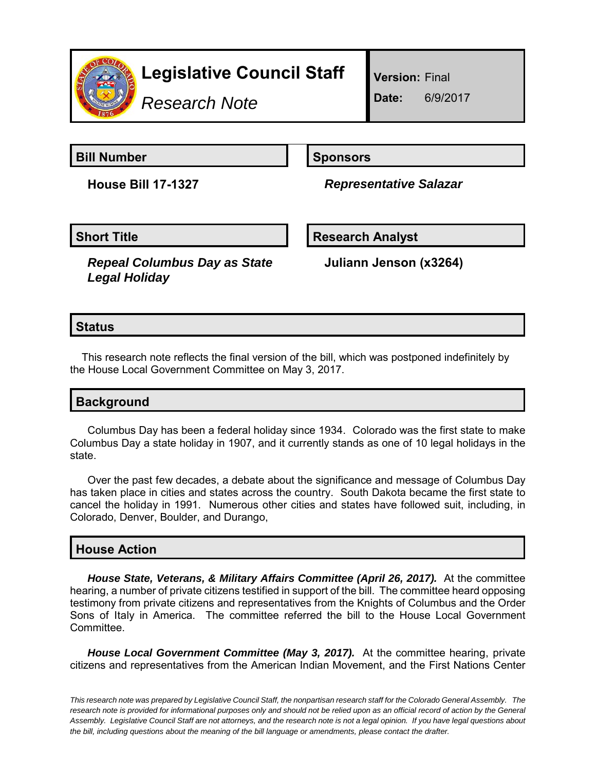# Legislative Council Staff

*Research Note*

**Version:** Final

**Date:** 6/9/2017

## Bill Number

**House Bill 17-1327**

## Sponsors

***Representative Salazar***

## Short Title

***Repeal Columbus Day as State Legal Holiday***

## Research Analyst

**Juliann Jenson (x3264)**

## Status

This research note reflects the final version of the bill, which was postponed indefinitely by the House Local Government Committee on May 3, 2017.

## Background

Columbus Day has been a federal holiday since 1934. Colorado was the first state to make Columbus Day a state holiday in 1907, and it currently stands as one of 10 legal holidays in the state.

Over the past few decades, a debate about the significance and message of Columbus Day has taken place in cities and states across the country. South Dakota became the first state to cancel the holiday in 1991. Numerous other cities and states have followed suit, including, in Colorado, Denver, Boulder, and Durango,

## House Action

***House State, Veterans, & Military Affairs Committee (April 26, 2017).*** At the committee hearing, a number of private citizens testified in support of the bill. The committee heard opposing testimony from private citizens and representatives from the Knights of Columbus and the Order Sons of Italy in America. The committee referred the bill to the House Local Government Committee.

***House Local Government Committee (May 3, 2017).*** At the committee hearing, private citizens and representatives from the American Indian Movement, and the First Nations Center

*This research note was prepared by Legislative Council Staff, the nonpartisan research staff for the Colorado General Assembly. The research note is provided for informational purposes only and should not be relied upon as an official record of action by the General Assembly. Legislative Council Staff are not attorneys, and the research note is not a legal opinion. If you have legal questions about the bill, including questions about the meaning of the bill language or amendments, please contact the drafter.*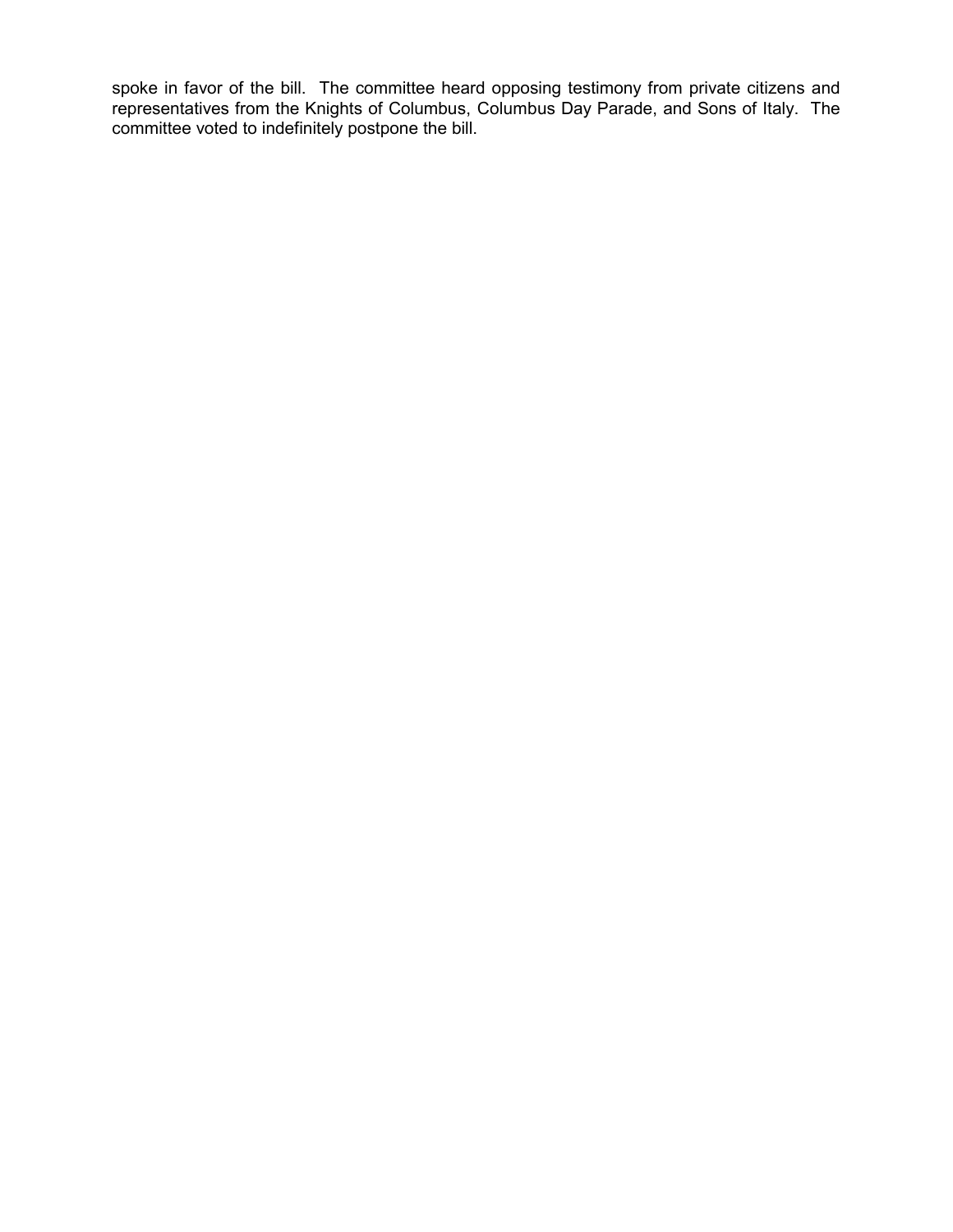spoke in favor of the bill. The committee heard opposing testimony from private citizens and representatives from the Knights of Columbus, Columbus Day Parade, and Sons of Italy. The committee voted to indefinitely postpone the bill.